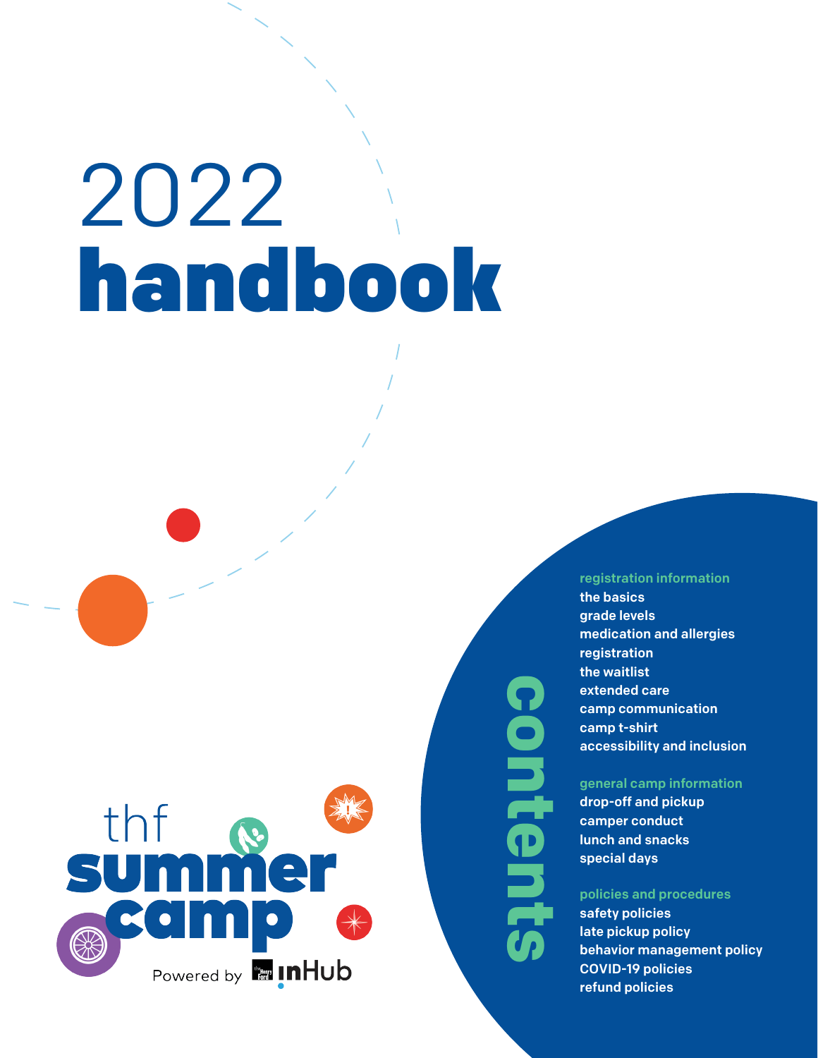# 2022 handbook

thf summer camp

Powered by The Henry Ford inHub

## contents

**registration information**

- the basics
- grade levels
- medication and allergies
- registration
- the waitlist
- extended care
- camp communication
- camp t-shirt
- accessibility and inclusion

**general camp information**

- drop-off and pickup
- camper conduct
- lunch and snacks
- special days

**policies and procedures**

- safety policies
- late pickup policy
- behavior management policy
- COVID-19 policies
- refund policies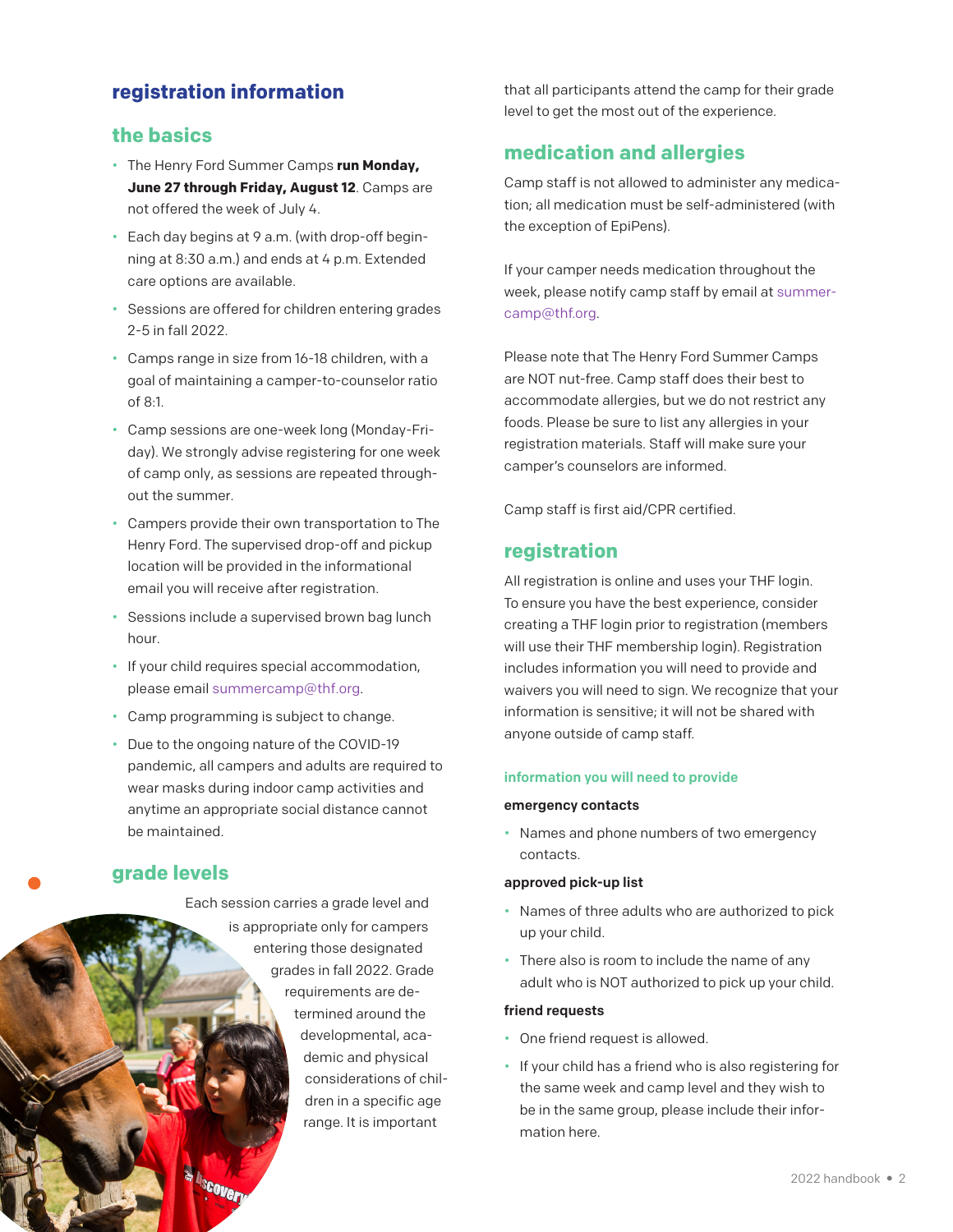# registration information

## the basics

- The Henry Ford Summer Camps **run Monday, June 27 through Friday, August 12**. Camps are not offered the week of July 4.
- Each day begins at 9 a.m. (with drop-off beginning at 8:30 a.m.) and ends at 4 p.m. Extended care options are available.
- Sessions are offered for children entering grades 2-5 in fall 2022.
- Camps range in size from 16-18 children, with a goal of maintaining a camper-to-counselor ratio of 8:1.
- Camp sessions are one-week long (Monday-Friday). We strongly advise registering for one week of camp only, as sessions are repeated throughout the summer.
- Campers provide their own transportation to The Henry Ford. The supervised drop-off and pickup location will be provided in the informational email you will receive after registration.
- Sessions include a supervised brown bag lunch hour.
- If your child requires special accommodation, please email summercamp@thf.org.
- Camp programming is subject to change.
- Due to the ongoing nature of the COVID-19 pandemic, all campers and adults are required to wear masks during indoor camp activities and anytime an appropriate social distance cannot be maintained.

## grade levels

Each session carries a grade level and is appropriate only for campers entering those designated grades in fall 2022. Grade requirements are determined around the developmental, academic and physical considerations of children in a specific age range. It is important that all participants attend the camp for their grade level to get the most out of the experience.

## medication and allergies

Camp staff is not allowed to administer any medication; all medication must be self-administered (with the exception of EpiPens).

If your camper needs medication throughout the week, please notify camp staff by email at summercamp@thf.org.

Please note that The Henry Ford Summer Camps are NOT nut-free. Camp staff does their best to accommodate allergies, but we do not restrict any foods. Please be sure to list any allergies in your registration materials. Staff will make sure your camper's counselors are informed.

Camp staff is first aid/CPR certified.

## registration

All registration is online and uses your THF login. To ensure you have the best experience, consider creating a THF login prior to registration (members will use their THF membership login). Registration includes information you will need to provide and waivers you will need to sign. We recognize that your information is sensitive; it will not be shared with anyone outside of camp staff.

### information you will need to provide

**emergency contacts**

- Names and phone numbers of two emergency contacts.

**approved pick-up list**

- Names of three adults who are authorized to pick up your child.
- There also is room to include the name of any adult who is NOT authorized to pick up your child.

**friend requests**

- One friend request is allowed.
- If your child has a friend who is also registering for the same week and camp level and they wish to be in the same group, please include their information here.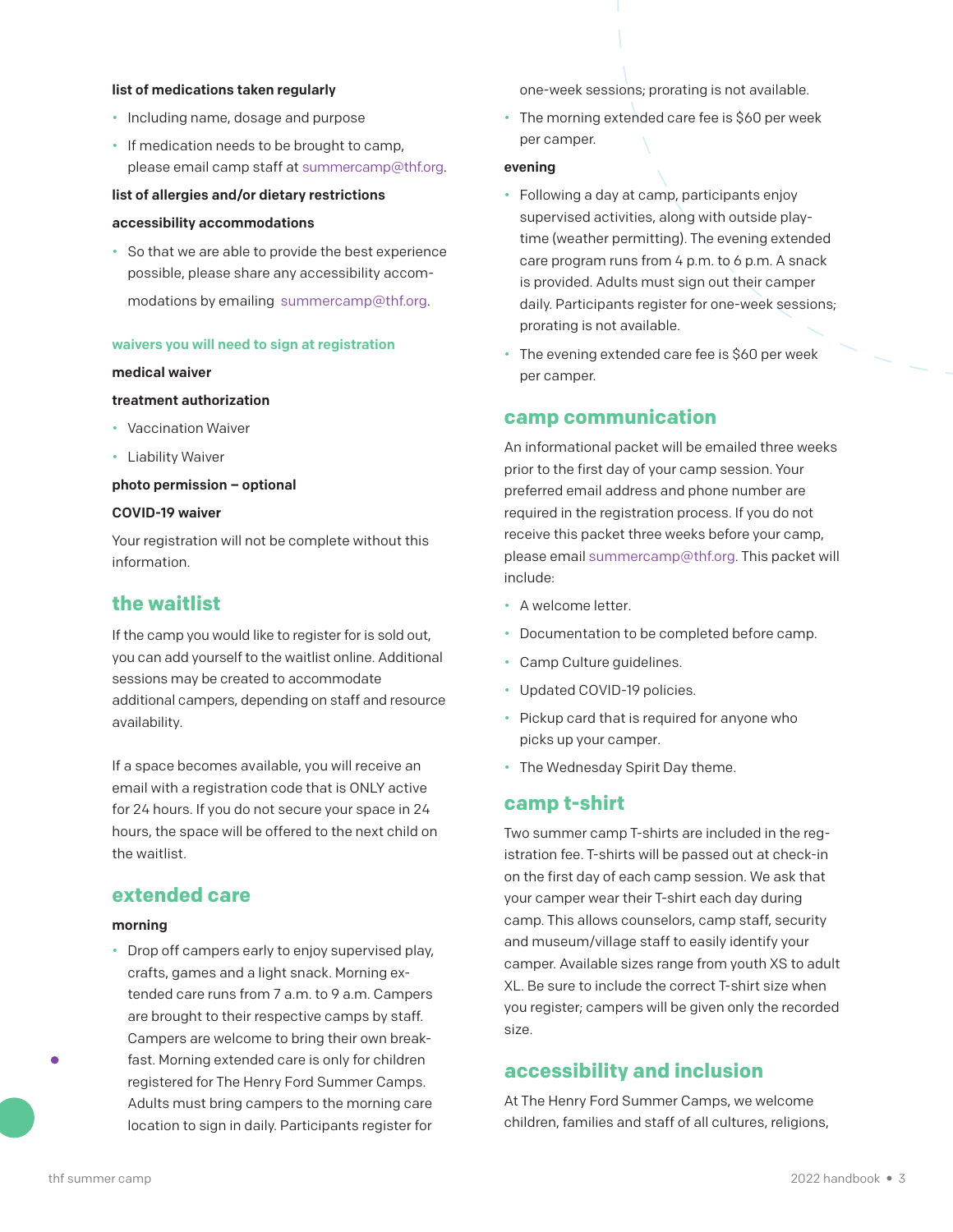**list of medications taken regularly**

- Including name, dosage and purpose
- If medication needs to be brought to camp, please email camp staff at summercamp@thf.org.

**list of allergies and/or dietary restrictions**

**accessibility accommodations**

- So that we are able to provide the best experience possible, please share any accessibility accommodations by emailing summercamp@thf.org.

### waivers you will need to sign at registration

**medical waiver**

**treatment authorization**

- Vaccination Waiver
- Liability Waiver

**photo permission – optional**

**COVID-19 waiver**

Your registration will not be complete without this information.

## the waitlist

If the camp you would like to register for is sold out, you can add yourself to the waitlist online. Additional sessions may be created to accommodate additional campers, depending on staff and resource availability.

If a space becomes available, you will receive an email with a registration code that is ONLY active for 24 hours. If you do not secure your space in 24 hours, the space will be offered to the next child on the waitlist.

## extended care

**morning**

- Drop off campers early to enjoy supervised play, crafts, games and a light snack. Morning extended care runs from 7 a.m. to 9 a.m. Campers are brought to their respective camps by staff. Campers are welcome to bring their own breakfast. Morning extended care is only for children registered for The Henry Ford Summer Camps. Adults must bring campers to the morning care location to sign in daily. Participants register for one-week sessions; prorating is not available.
- The morning extended care fee is $60 per week per camper.

**evening**

- Following a day at camp, participants enjoy supervised activities, along with outside playtime (weather permitting). The evening extended care program runs from 4 p.m. to 6 p.m. A snack is provided. Adults must sign out their camper daily. Participants register for one-week sessions; prorating is not available.
- The evening extended care fee is $60 per week per camper.

## camp communication

An informational packet will be emailed three weeks prior to the first day of your camp session. Your preferred email address and phone number are required in the registration process. If you do not receive this packet three weeks before your camp, please email summercamp@thf.org. This packet will include:

- A welcome letter.
- Documentation to be completed before camp.
- Camp Culture guidelines.
- Updated COVID-19 policies.
- Pickup card that is required for anyone who picks up your camper.
- The Wednesday Spirit Day theme.

## camp t-shirt

Two summer camp T-shirts are included in the registration fee. T-shirts will be passed out at check-in on the first day of each camp session. We ask that your camper wear their T-shirt each day during camp. This allows counselors, camp staff, security and museum/village staff to easily identify your camper. Available sizes range from youth XS to adult XL. Be sure to include the correct T-shirt size when you register; campers will be given only the recorded size.

## accessibility and inclusion

At The Henry Ford Summer Camps, we welcome children, families and staff of all cultures, religions,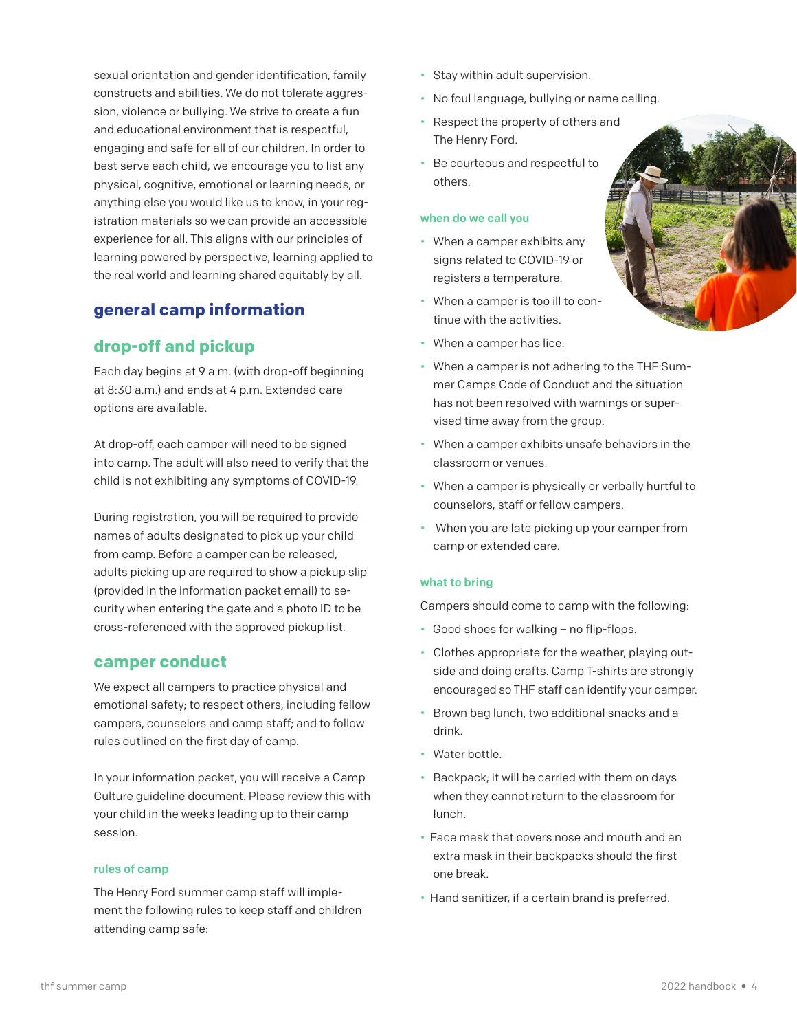sexual orientation and gender identification, family constructs and abilities. We do not tolerate aggression, violence or bullying. We strive to create a fun and educational environment that is respectful, engaging and safe for all of our children. In order to best serve each child, we encourage you to list any physical, cognitive, emotional or learning needs, or anything else you would like us to know, in your registration materials so we can provide an accessible experience for all. This aligns with our principles of learning powered by perspective, learning applied to the real world and learning shared equitably by all.

# general camp information

## drop-off and pickup

Each day begins at 9 a.m. (with drop-off beginning at 8:30 a.m.) and ends at 4 p.m. Extended care options are available.

At drop-off, each camper will need to be signed into camp. The adult will also need to verify that the child is not exhibiting any symptoms of COVID-19.

During registration, you will be required to provide names of adults designated to pick up your child from camp. Before a camper can be released, adults picking up are required to show a pickup slip (provided in the information packet email) to security when entering the gate and a photo ID to be cross-referenced with the approved pickup list.

## camper conduct

We expect all campers to practice physical and emotional safety; to respect others, including fellow campers, counselors and camp staff; and to follow rules outlined on the first day of camp.

In your information packet, you will receive a Camp Culture guideline document. Please review this with your child in the weeks leading up to their camp session.

### rules of camp

The Henry Ford summer camp staff will implement the following rules to keep staff and children attending camp safe:

- Stay within adult supervision.
- No foul language, bullying or name calling.
- Respect the property of others and The Henry Ford.
- Be courteous and respectful to others.

### when do we call you

- When a camper exhibits any signs related to COVID-19 or registers a temperature.
- When a camper is too ill to continue with the activities.
- When a camper has lice.
- When a camper is not adhering to the THF Summer Camps Code of Conduct and the situation has not been resolved with warnings or supervised time away from the group.
- When a camper exhibits unsafe behaviors in the classroom or venues.
- When a camper is physically or verbally hurtful to counselors, staff or fellow campers.
- When you are late picking up your camper from camp or extended care.

### what to bring

Campers should come to camp with the following:

- Good shoes for walking – no flip-flops.
- Clothes appropriate for the weather, playing outside and doing crafts. Camp T-shirts are strongly encouraged so THF staff can identify your camper.
- Brown bag lunch, two additional snacks and a drink.
- Water bottle.
- Backpack; it will be carried with them on days when they cannot return to the classroom for lunch.
- Face mask that covers nose and mouth and an extra mask in their backpacks should the first one break.
- Hand sanitizer, if a certain brand is preferred.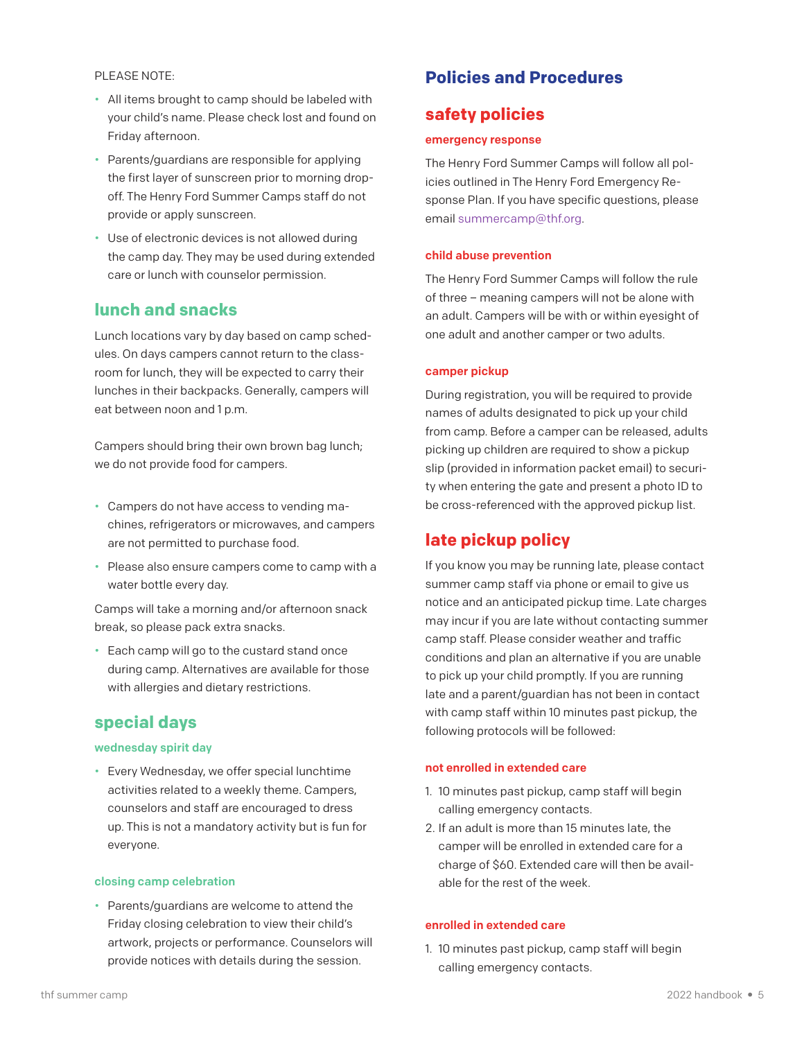PLEASE NOTE:

- All items brought to camp should be labeled with your child's name. Please check lost and found on Friday afternoon.
- Parents/guardians are responsible for applying the first layer of sunscreen prior to morning drop-off. The Henry Ford Summer Camps staff do not provide or apply sunscreen.
- Use of electronic devices is not allowed during the camp day. They may be used during extended care or lunch with counselor permission.

## lunch and snacks

Lunch locations vary by day based on camp schedules. On days campers cannot return to the classroom for lunch, they will be expected to carry their lunches in their backpacks. Generally, campers will eat between noon and 1 p.m.

Campers should bring their own brown bag lunch; we do not provide food for campers.

- Campers do not have access to vending machines, refrigerators or microwaves, and campers are not permitted to purchase food.
- Please also ensure campers come to camp with a water bottle every day.

Camps will take a morning and/or afternoon snack break, so please pack extra snacks.

- Each camp will go to the custard stand once during camp. Alternatives are available for those with allergies and dietary restrictions.

## special days

### wednesday spirit day

- Every Wednesday, we offer special lunchtime activities related to a weekly theme. Campers, counselors and staff are encouraged to dress up. This is not a mandatory activity but is fun for everyone.

### closing camp celebration

- Parents/guardians are welcome to attend the Friday closing celebration to view their child's artwork, projects or performance. Counselors will provide notices with details during the session.

# Policies and Procedures

## safety policies

### emergency response

The Henry Ford Summer Camps will follow all policies outlined in The Henry Ford Emergency Response Plan. If you have specific questions, please email summercamp@thf.org.

### child abuse prevention

The Henry Ford Summer Camps will follow the rule of three – meaning campers will not be alone with an adult. Campers will be with or within eyesight of one adult and another camper or two adults.

### camper pickup

During registration, you will be required to provide names of adults designated to pick up your child from camp. Before a camper can be released, adults picking up children are required to show a pickup slip (provided in information packet email) to security when entering the gate and present a photo ID to be cross-referenced with the approved pickup list.

## late pickup policy

If you know you may be running late, please contact summer camp staff via phone or email to give us notice and an anticipated pickup time. Late charges may incur if you are late without contacting summer camp staff. Please consider weather and traffic conditions and plan an alternative if you are unable to pick up your child promptly. If you are running late and a parent/guardian has not been in contact with camp staff within 10 minutes past pickup, the following protocols will be followed:

### not enrolled in extended care

1. 10 minutes past pickup, camp staff will begin calling emergency contacts.
2. If an adult is more than 15 minutes late, the camper will be enrolled in extended care for a charge of $60. Extended care will then be available for the rest of the week.

### enrolled in extended care

1. 10 minutes past pickup, camp staff will begin calling emergency contacts.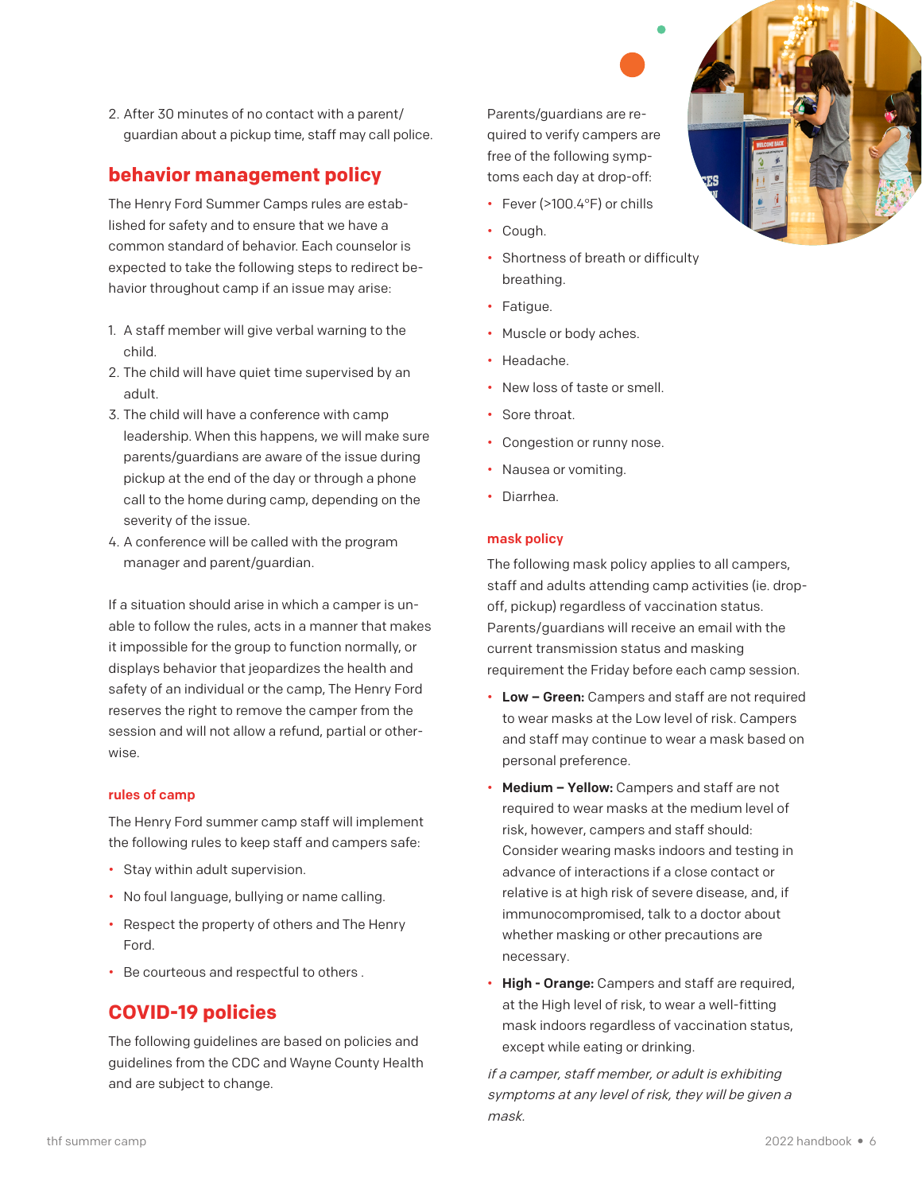2. After 30 minutes of no contact with a parent/guardian about a pickup time, staff may call police.

## behavior management policy

The Henry Ford Summer Camps rules are established for safety and to ensure that we have a common standard of behavior. Each counselor is expected to take the following steps to redirect behavior throughout camp if an issue may arise:

1. A staff member will give verbal warning to the child.
2. The child will have quiet time supervised by an adult.
3. The child will have a conference with camp leadership. When this happens, we will make sure parents/guardians are aware of the issue during pickup at the end of the day or through a phone call to the home during camp, depending on the severity of the issue.
4. A conference will be called with the program manager and parent/guardian.

If a situation should arise in which a camper is unable to follow the rules, acts in a manner that makes it impossible for the group to function normally, or displays behavior that jeopardizes the health and safety of an individual or the camp, The Henry Ford reserves the right to remove the camper from the session and will not allow a refund, partial or otherwise.

### rules of camp

The Henry Ford summer camp staff will implement the following rules to keep staff and campers safe:

- Stay within adult supervision.
- No foul language, bullying or name calling.
- Respect the property of others and The Henry Ford.
- Be courteous and respectful to others .

## COVID-19 policies

The following guidelines are based on policies and guidelines from the CDC and Wayne County Health and are subject to change.

Parents/guardians are required to verify campers are free of the following symptoms each day at drop-off:

- Fever (>100.4°F) or chills
- Cough.
- Shortness of breath or difficulty breathing.
- Fatigue.
- Muscle or body aches.
- Headache.
- New loss of taste or smell.
- Sore throat.
- Congestion or runny nose.
- Nausea or vomiting.
- Diarrhea.

### mask policy

The following mask policy applies to all campers, staff and adults attending camp activities (ie. drop-off, pickup) regardless of vaccination status. Parents/guardians will receive an email with the current transmission status and masking requirement the Friday before each camp session.

- **Low – Green:** Campers and staff are not required to wear masks at the Low level of risk. Campers and staff may continue to wear a mask based on personal preference.
- **Medium – Yellow:** Campers and staff are not required to wear masks at the medium level of risk, however, campers and staff should: Consider wearing masks indoors and testing in advance of interactions if a close contact or relative is at high risk of severe disease, and, if immunocompromised, talk to a doctor about whether masking or other precautions are necessary.
- **High - Orange:** Campers and staff are required, at the High level of risk, to wear a well-fitting mask indoors regardless of vaccination status, except while eating or drinking.

*if a camper, staff member, or adult is exhibiting symptoms at any level of risk, they will be given a mask.*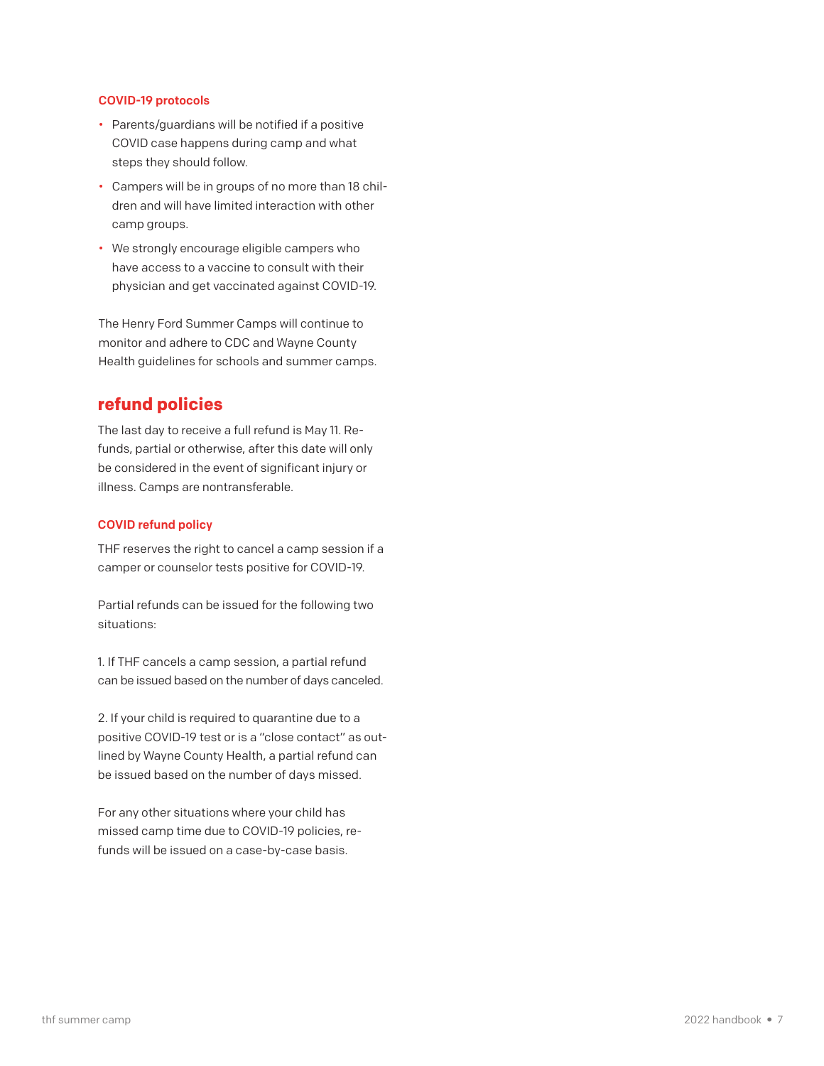### COVID-19 protocols

- Parents/guardians will be notified if a positive COVID case happens during camp and what steps they should follow.
- Campers will be in groups of no more than 18 children and will have limited interaction with other camp groups.
- We strongly encourage eligible campers who have access to a vaccine to consult with their physician and get vaccinated against COVID-19.

The Henry Ford Summer Camps will continue to monitor and adhere to CDC and Wayne County Health guidelines for schools and summer camps.

## refund policies

The last day to receive a full refund is May 11. Refunds, partial or otherwise, after this date will only be considered in the event of significant injury or illness. Camps are nontransferable.

### COVID refund policy

THF reserves the right to cancel a camp session if a camper or counselor tests positive for COVID-19.

Partial refunds can be issued for the following two situations:

1. If THF cancels a camp session, a partial refund can be issued based on the number of days canceled.

2. If your child is required to quarantine due to a positive COVID-19 test or is a "close contact" as outlined by Wayne County Health, a partial refund can be issued based on the number of days missed.

For any other situations where your child has missed camp time due to COVID-19 policies, refunds will be issued on a case-by-case basis.